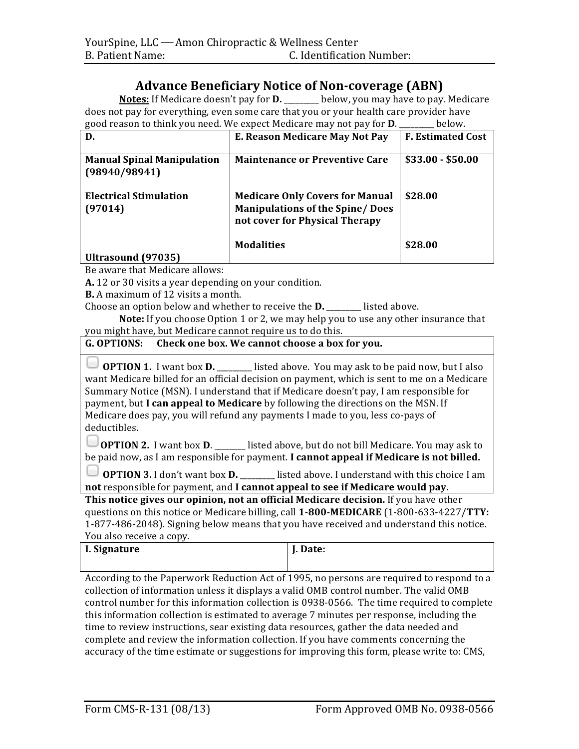YourSpine, LLC — Amon Chiropractic & Wellness Center
B. Patient Name: C. Identification Number:

# Advance Beneficiary Notice of Non-coverage (ABN)

**Notes:** If Medicare doesn't pay for **D.** _________ below, you may have to pay. Medicare does not pay for everything, even some care that you or your health care provider have good reason to think you need. We expect Medicare may not pay for **D**. _________ below.

| **D.** | **E. Reason Medicare May Not Pay** | **F. Estimated Cost** |
|---|---|---|
| **Manual Spinal Manipulation (98940/98941)** | **Maintenance or Preventive Care** | **$33.00 - $50.00** |
| **Electrical Stimulation (97014)** | **Medicare Only Covers for Manual Manipulations of the Spine/ Does not cover for Physical Therapy** | **$28.00** |
| **Ultrasound (97035)** | **Modalities** | **$28.00** |

Be aware that Medicare allows:

**A.** 12 or 30 visits a year depending on your condition.

**B.** A maximum of 12 visits a month.

Choose an option below and whether to receive the **D.** _________ listed above.

**Note:** If you choose Option 1 or 2, we may help you to use any other insurance that you might have, but Medicare cannot require us to do this.

**G. OPTIONS: Check one box. We cannot choose a box for you.**

☐ **OPTION 1.** I want box **D.** _________ listed above. You may ask to be paid now, but I also want Medicare billed for an official decision on payment, which is sent to me on a Medicare Summary Notice (MSN). I understand that if Medicare doesn't pay, I am responsible for payment, but **I can appeal to Medicare** by following the directions on the MSN. If Medicare does pay, you will refund any payments I made to you, less co-pays of deductibles.

☐ **OPTION 2.** I want box **D**. ________ listed above, but do not bill Medicare. You may ask to be paid now, as I am responsible for payment. **I cannot appeal if Medicare is not billed.**

☐ **OPTION 3.** I don't want box **D.** _________ listed above. I understand with this choice I am **not** responsible for payment, and **I cannot appeal to see if Medicare would pay.**

**This notice gives our opinion, not an official Medicare decision.** If you have other questions on this notice or Medicare billing, call **1-800-MEDICARE** (1-800-633-4227/**TTY:** 1-877-486-2048). Signing below means that you have received and understand this notice. You also receive a copy.

| **I. Signature** | **J. Date:** |
|---|---|
| | |

According to the Paperwork Reduction Act of 1995, no persons are required to respond to a collection of information unless it displays a valid OMB control number. The valid OMB control number for this information collection is 0938-0566. The time required to complete this information collection is estimated to average 7 minutes per response, including the time to review instructions, sear existing data resources, gather the data needed and complete and review the information collection. If you have comments concerning the accuracy of the time estimate or suggestions for improving this form, please write to: CMS,

Form CMS-R-131 (08/13) Form Approved OMB No. 0938-0566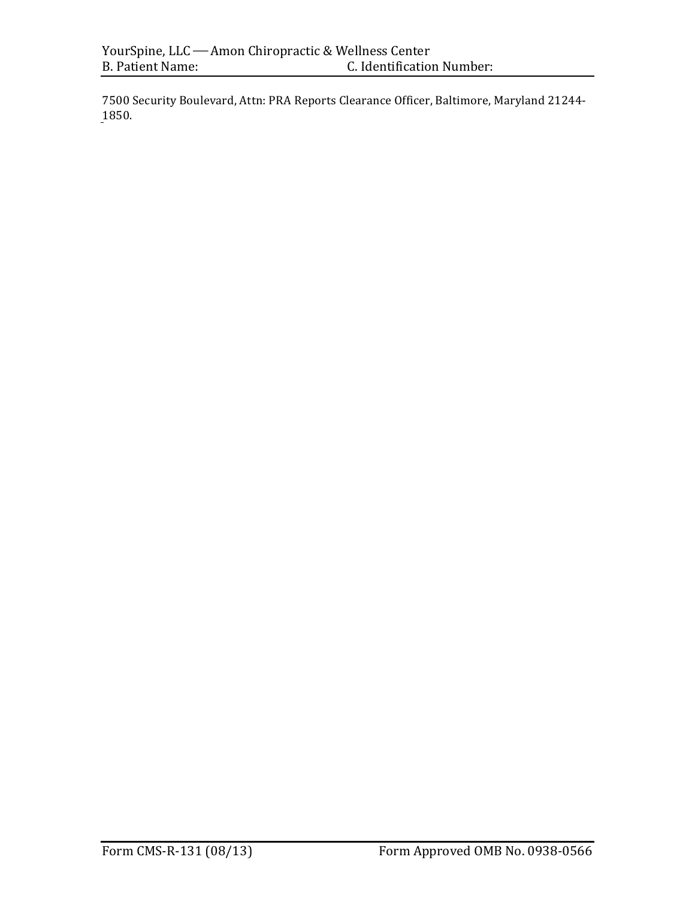7500 Security Boulevard, Attn: PRA Reports Clearance Officer, Baltimore, Maryland 21244-1850.